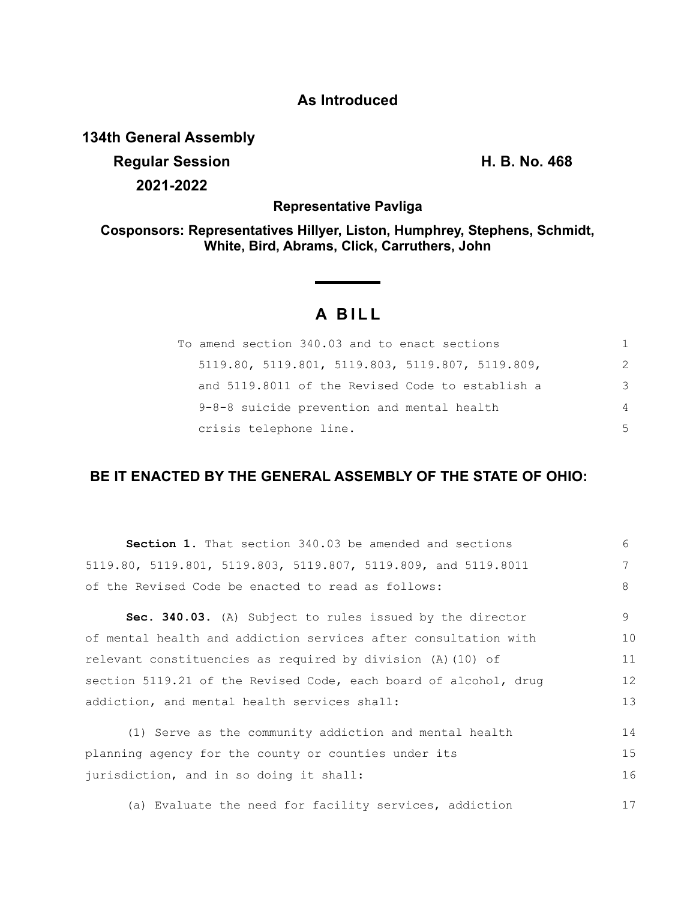**As Introduced**

**134th General Assembly**
**Regular Session** **H. B. No. 468**
**2021-2022**

**Representative Pavliga**

**Cosponsors: Representatives Hillyer, Liston, Humphrey, Stephens, Schmidt, White, Bird, Abrams, Click, Carruthers, John**

# A BILL

To amend section 340.03 and to enact sections 5119.80, 5119.801, 5119.803, 5119.807, 5119.809, and 5119.8011 of the Revised Code to establish a 9-8-8 suicide prevention and mental health crisis telephone line.

**BE IT ENACTED BY THE GENERAL ASSEMBLY OF THE STATE OF OHIO:**

**Section 1.** That section 340.03 be amended and sections 5119.80, 5119.801, 5119.803, 5119.807, 5119.809, and 5119.8011 of the Revised Code be enacted to read as follows:

**Sec. 340.03.** (A) Subject to rules issued by the director of mental health and addiction services after consultation with relevant constituencies as required by division (A)(10) of section 5119.21 of the Revised Code, each board of alcohol, drug addiction, and mental health services shall:

(1) Serve as the community addiction and mental health planning agency for the county or counties under its jurisdiction, and in so doing it shall:

(a) Evaluate the need for facility services, addiction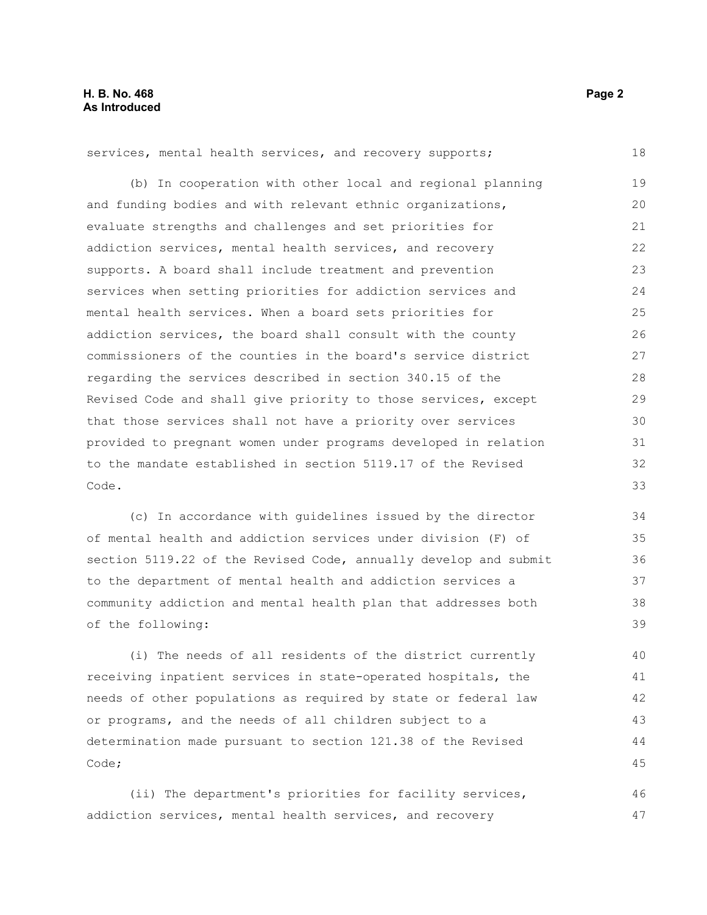services, mental health services, and recovery supports;

(b) In cooperation with other local and regional planning and funding bodies and with relevant ethnic organizations, evaluate strengths and challenges and set priorities for addiction services, mental health services, and recovery supports. A board shall include treatment and prevention services when setting priorities for addiction services and mental health services. When a board sets priorities for addiction services, the board shall consult with the county commissioners of the counties in the board's service district regarding the services described in section 340.15 of the Revised Code and shall give priority to those services, except that those services shall not have a priority over services provided to pregnant women under programs developed in relation to the mandate established in section 5119.17 of the Revised Code.

(c) In accordance with guidelines issued by the director of mental health and addiction services under division (F) of section 5119.22 of the Revised Code, annually develop and submit to the department of mental health and addiction services a community addiction and mental health plan that addresses both of the following:

(i) The needs of all residents of the district currently receiving inpatient services in state-operated hospitals, the needs of other populations as required by state or federal law or programs, and the needs of all children subject to a determination made pursuant to section 121.38 of the Revised Code;

(ii) The department's priorities for facility services, addiction services, mental health services, and recovery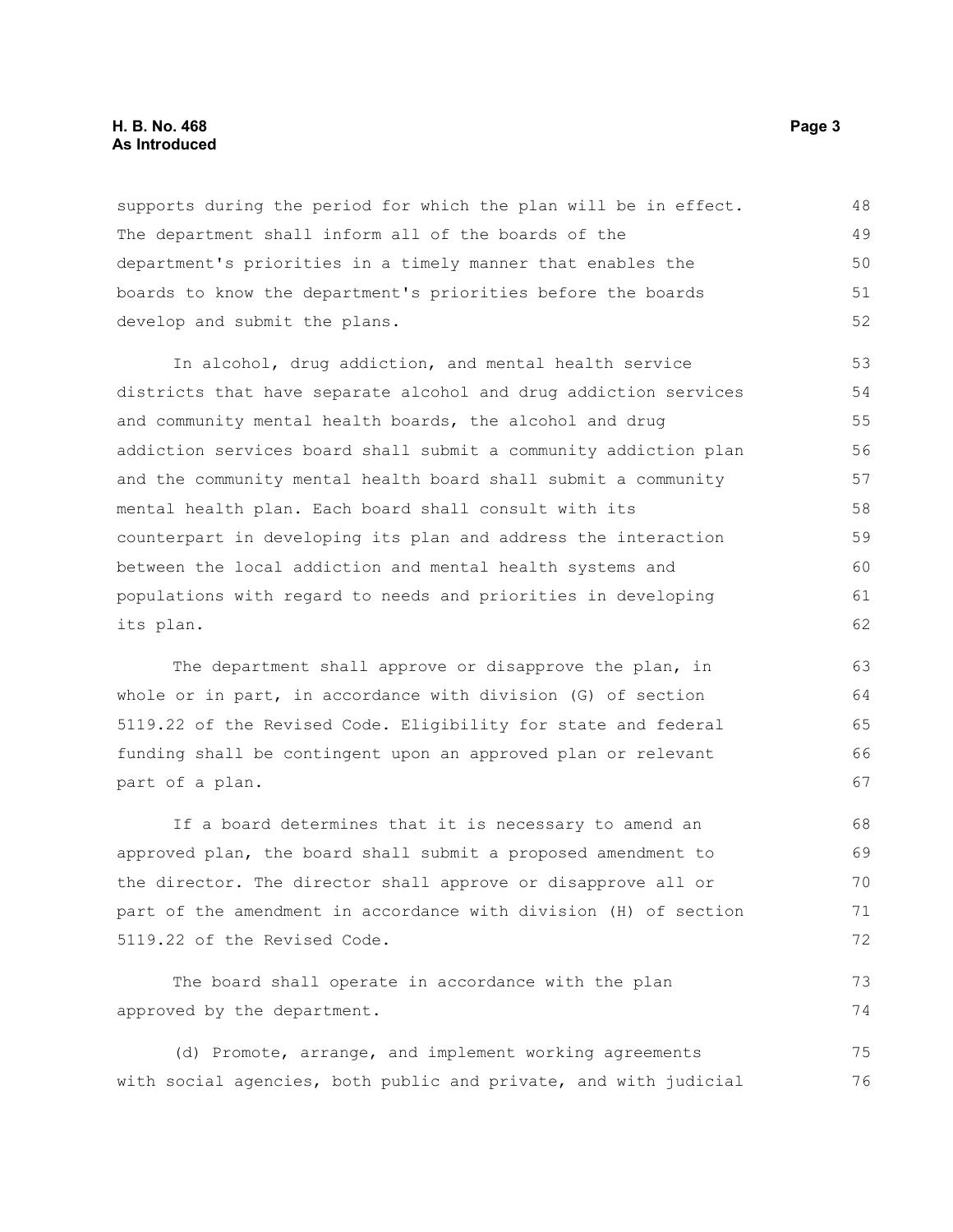supports during the period for which the plan will be in effect. The department shall inform all of the boards of the department's priorities in a timely manner that enables the boards to know the department's priorities before the boards develop and submit the plans.

In alcohol, drug addiction, and mental health service districts that have separate alcohol and drug addiction services and community mental health boards, the alcohol and drug addiction services board shall submit a community addiction plan and the community mental health board shall submit a community mental health plan. Each board shall consult with its counterpart in developing its plan and address the interaction between the local addiction and mental health systems and populations with regard to needs and priorities in developing its plan.

The department shall approve or disapprove the plan, in whole or in part, in accordance with division (G) of section 5119.22 of the Revised Code. Eligibility for state and federal funding shall be contingent upon an approved plan or relevant part of a plan.

If a board determines that it is necessary to amend an approved plan, the board shall submit a proposed amendment to the director. The director shall approve or disapprove all or part of the amendment in accordance with division (H) of section 5119.22 of the Revised Code.

The board shall operate in accordance with the plan approved by the department.

(d) Promote, arrange, and implement working agreements with social agencies, both public and private, and with judicial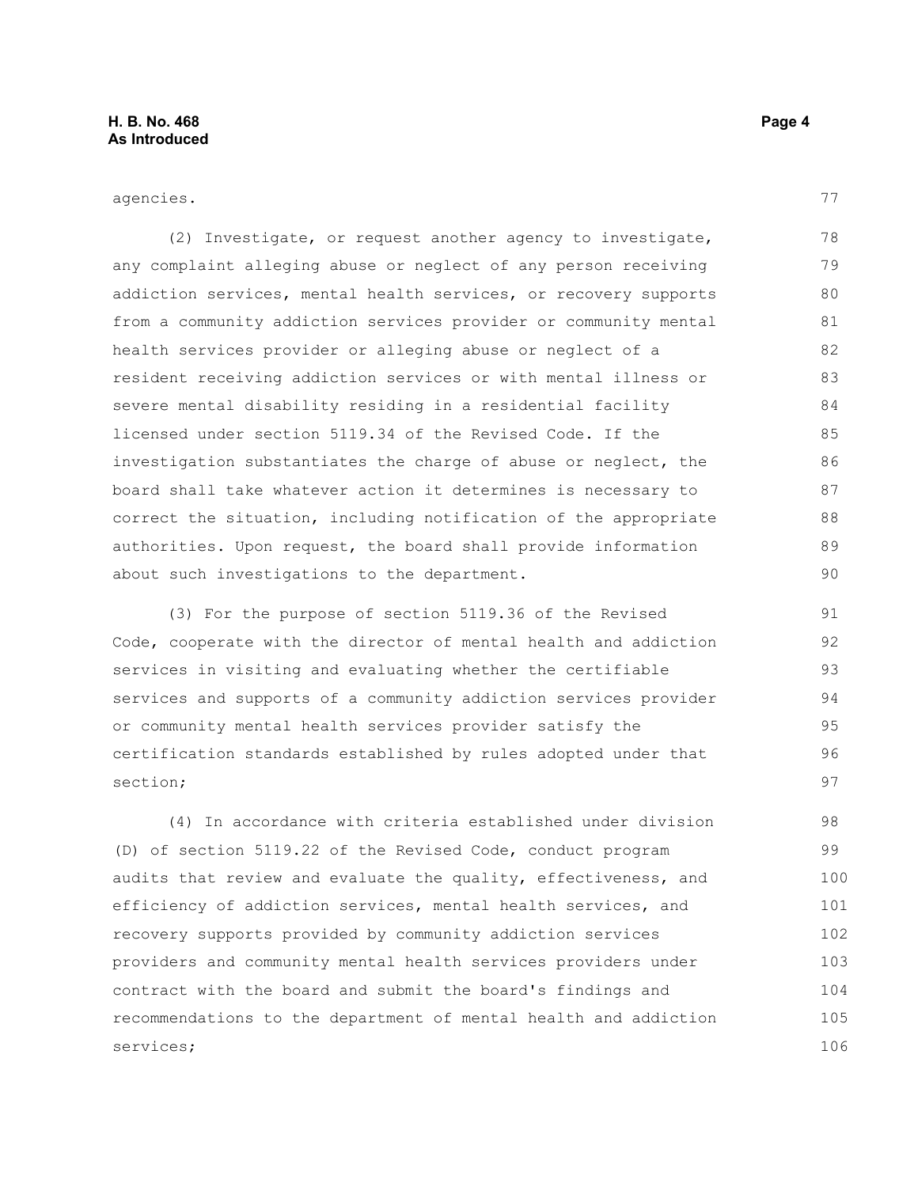agencies.

(2) Investigate, or request another agency to investigate, any complaint alleging abuse or neglect of any person receiving addiction services, mental health services, or recovery supports from a community addiction services provider or community mental health services provider or alleging abuse or neglect of a resident receiving addiction services or with mental illness or severe mental disability residing in a residential facility licensed under section 5119.34 of the Revised Code. If the investigation substantiates the charge of abuse or neglect, the board shall take whatever action it determines is necessary to correct the situation, including notification of the appropriate authorities. Upon request, the board shall provide information about such investigations to the department.

(3) For the purpose of section 5119.36 of the Revised Code, cooperate with the director of mental health and addiction services in visiting and evaluating whether the certifiable services and supports of a community addiction services provider or community mental health services provider satisfy the certification standards established by rules adopted under that section;

(4) In accordance with criteria established under division (D) of section 5119.22 of the Revised Code, conduct program audits that review and evaluate the quality, effectiveness, and efficiency of addiction services, mental health services, and recovery supports provided by community addiction services providers and community mental health services providers under contract with the board and submit the board's findings and recommendations to the department of mental health and addiction services;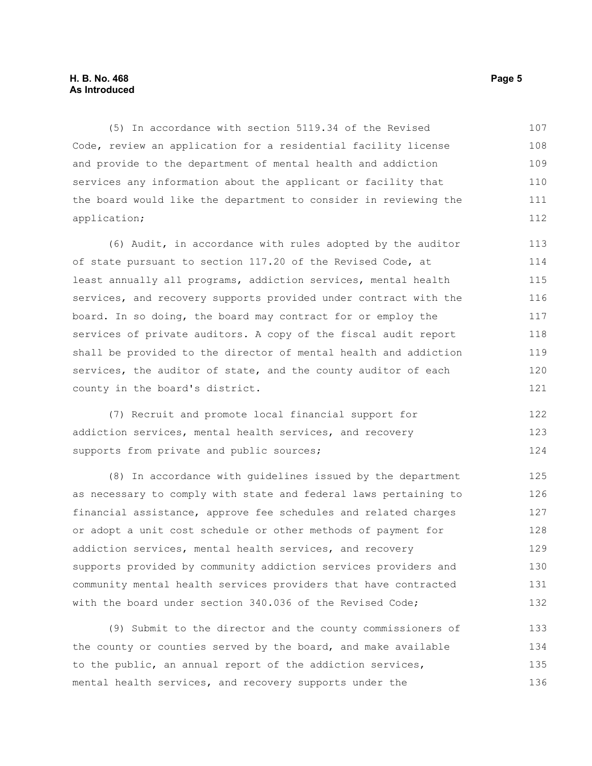(5) In accordance with section 5119.34 of the Revised Code, review an application for a residential facility license and provide to the department of mental health and addiction services any information about the applicant or facility that the board would like the department to consider in reviewing the application;

(6) Audit, in accordance with rules adopted by the auditor of state pursuant to section 117.20 of the Revised Code, at least annually all programs, addiction services, mental health services, and recovery supports provided under contract with the board. In so doing, the board may contract for or employ the services of private auditors. A copy of the fiscal audit report shall be provided to the director of mental health and addiction services, the auditor of state, and the county auditor of each county in the board's district.

(7) Recruit and promote local financial support for addiction services, mental health services, and recovery supports from private and public sources;

(8) In accordance with guidelines issued by the department as necessary to comply with state and federal laws pertaining to financial assistance, approve fee schedules and related charges or adopt a unit cost schedule or other methods of payment for addiction services, mental health services, and recovery supports provided by community addiction services providers and community mental health services providers that have contracted with the board under section 340.036 of the Revised Code;

(9) Submit to the director and the county commissioners of the county or counties served by the board, and make available to the public, an annual report of the addiction services, mental health services, and recovery supports under the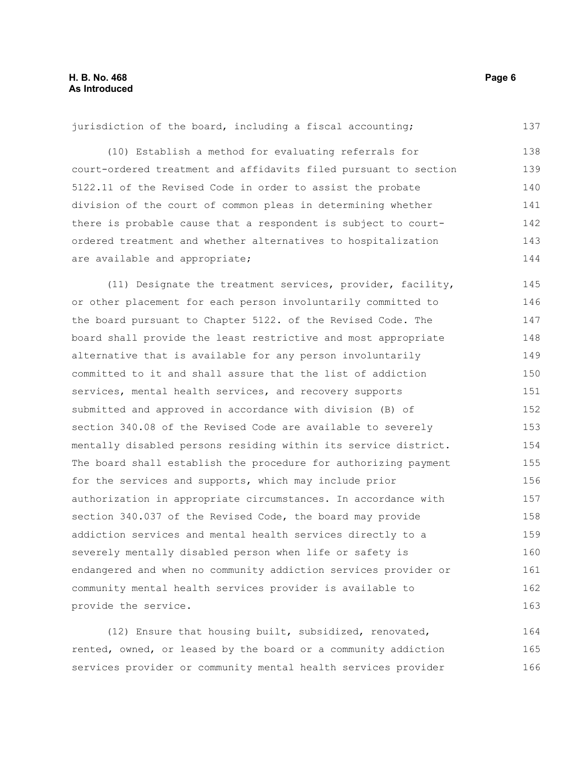jurisdiction of the board, including a fiscal accounting;

(10) Establish a method for evaluating referrals for court-ordered treatment and affidavits filed pursuant to section 5122.11 of the Revised Code in order to assist the probate division of the court of common pleas in determining whether there is probable cause that a respondent is subject to court-ordered treatment and whether alternatives to hospitalization are available and appropriate;

(11) Designate the treatment services, provider, facility, or other placement for each person involuntarily committed to the board pursuant to Chapter 5122. of the Revised Code. The board shall provide the least restrictive and most appropriate alternative that is available for any person involuntarily committed to it and shall assure that the list of addiction services, mental health services, and recovery supports submitted and approved in accordance with division (B) of section 340.08 of the Revised Code are available to severely mentally disabled persons residing within its service district. The board shall establish the procedure for authorizing payment for the services and supports, which may include prior authorization in appropriate circumstances. In accordance with section 340.037 of the Revised Code, the board may provide addiction services and mental health services directly to a severely mentally disabled person when life or safety is endangered and when no community addiction services provider or community mental health services provider is available to provide the service.

(12) Ensure that housing built, subsidized, renovated, rented, owned, or leased by the board or a community addiction services provider or community mental health services provider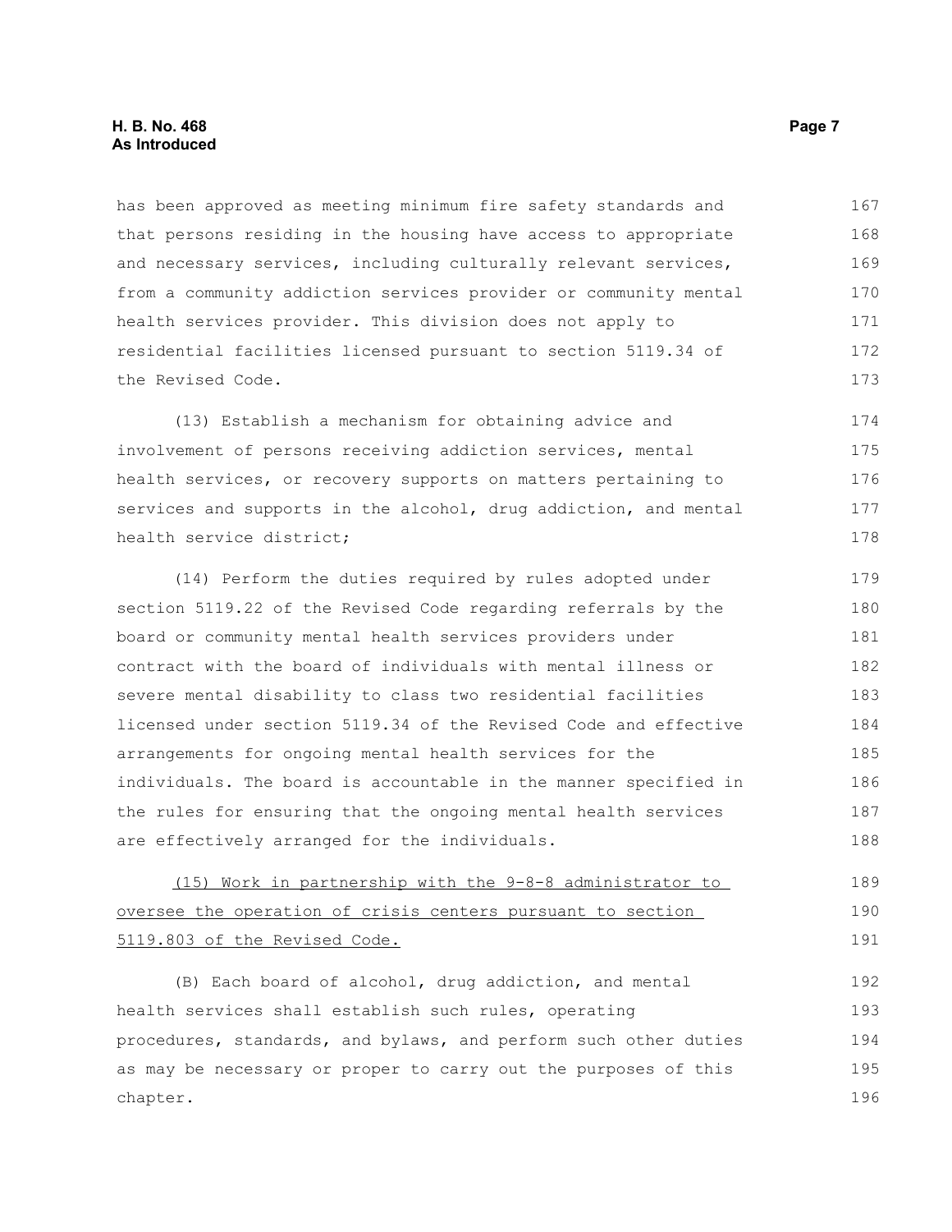has been approved as meeting minimum fire safety standards and that persons residing in the housing have access to appropriate and necessary services, including culturally relevant services, from a community addiction services provider or community mental health services provider. This division does not apply to residential facilities licensed pursuant to section 5119.34 of the Revised Code.

(13) Establish a mechanism for obtaining advice and involvement of persons receiving addiction services, mental health services, or recovery supports on matters pertaining to services and supports in the alcohol, drug addiction, and mental health service district;

(14) Perform the duties required by rules adopted under section 5119.22 of the Revised Code regarding referrals by the board or community mental health services providers under contract with the board of individuals with mental illness or severe mental disability to class two residential facilities licensed under section 5119.34 of the Revised Code and effective arrangements for ongoing mental health services for the individuals. The board is accountable in the manner specified in the rules for ensuring that the ongoing mental health services are effectively arranged for the individuals.

<u>(15) Work in partnership with the 9-8-8 administrator to oversee the operation of crisis centers pursuant to section 5119.803 of the Revised Code.</u>

(B) Each board of alcohol, drug addiction, and mental health services shall establish such rules, operating procedures, standards, and bylaws, and perform such other duties as may be necessary or proper to carry out the purposes of this chapter.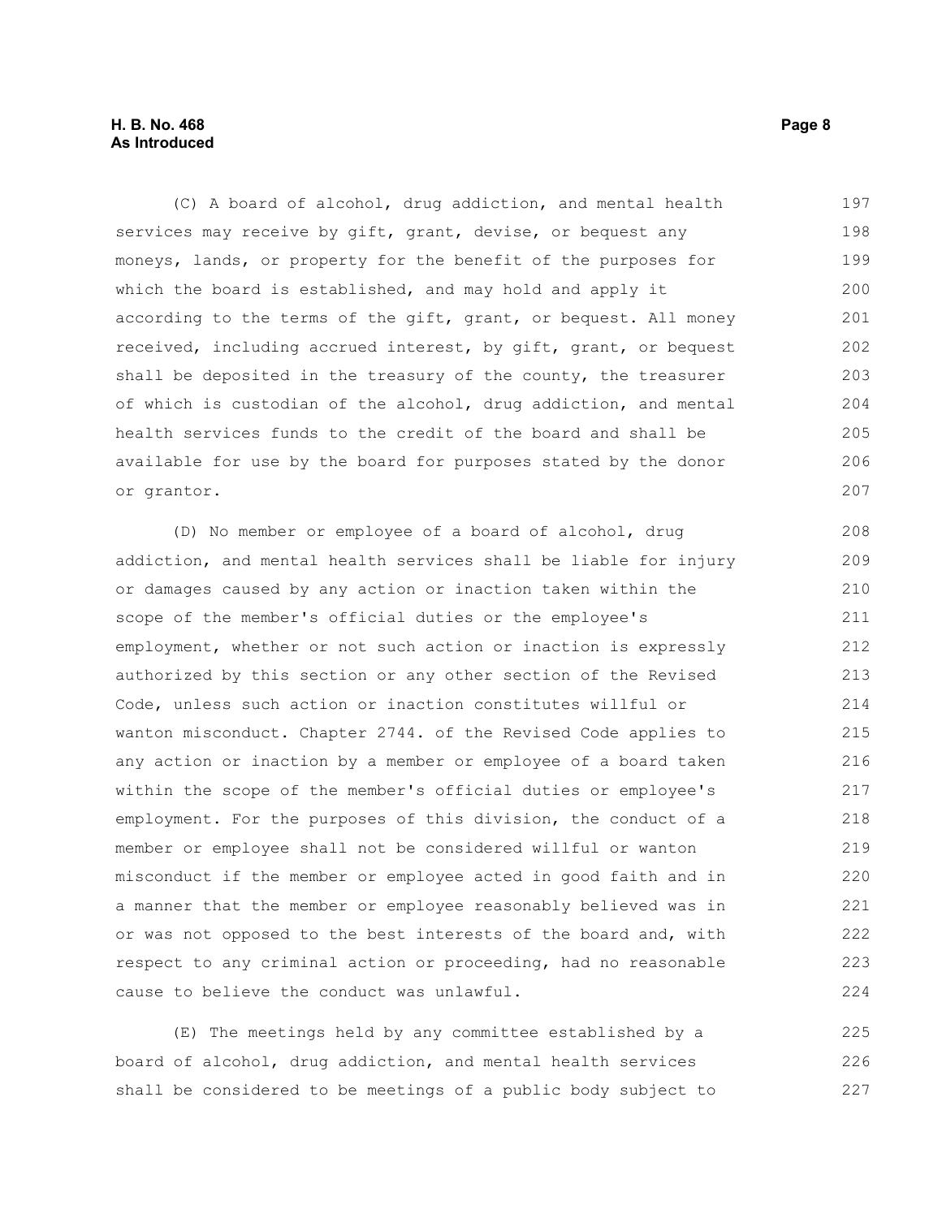(C) A board of alcohol, drug addiction, and mental health services may receive by gift, grant, devise, or bequest any moneys, lands, or property for the benefit of the purposes for which the board is established, and may hold and apply it according to the terms of the gift, grant, or bequest. All money received, including accrued interest, by gift, grant, or bequest shall be deposited in the treasury of the county, the treasurer of which is custodian of the alcohol, drug addiction, and mental health services funds to the credit of the board and shall be available for use by the board for purposes stated by the donor or grantor.

(D) No member or employee of a board of alcohol, drug addiction, and mental health services shall be liable for injury or damages caused by any action or inaction taken within the scope of the member's official duties or the employee's employment, whether or not such action or inaction is expressly authorized by this section or any other section of the Revised Code, unless such action or inaction constitutes willful or wanton misconduct. Chapter 2744. of the Revised Code applies to any action or inaction by a member or employee of a board taken within the scope of the member's official duties or employee's employment. For the purposes of this division, the conduct of a member or employee shall not be considered willful or wanton misconduct if the member or employee acted in good faith and in a manner that the member or employee reasonably believed was in or was not opposed to the best interests of the board and, with respect to any criminal action or proceeding, had no reasonable cause to believe the conduct was unlawful.

(E) The meetings held by any committee established by a board of alcohol, drug addiction, and mental health services shall be considered to be meetings of a public body subject to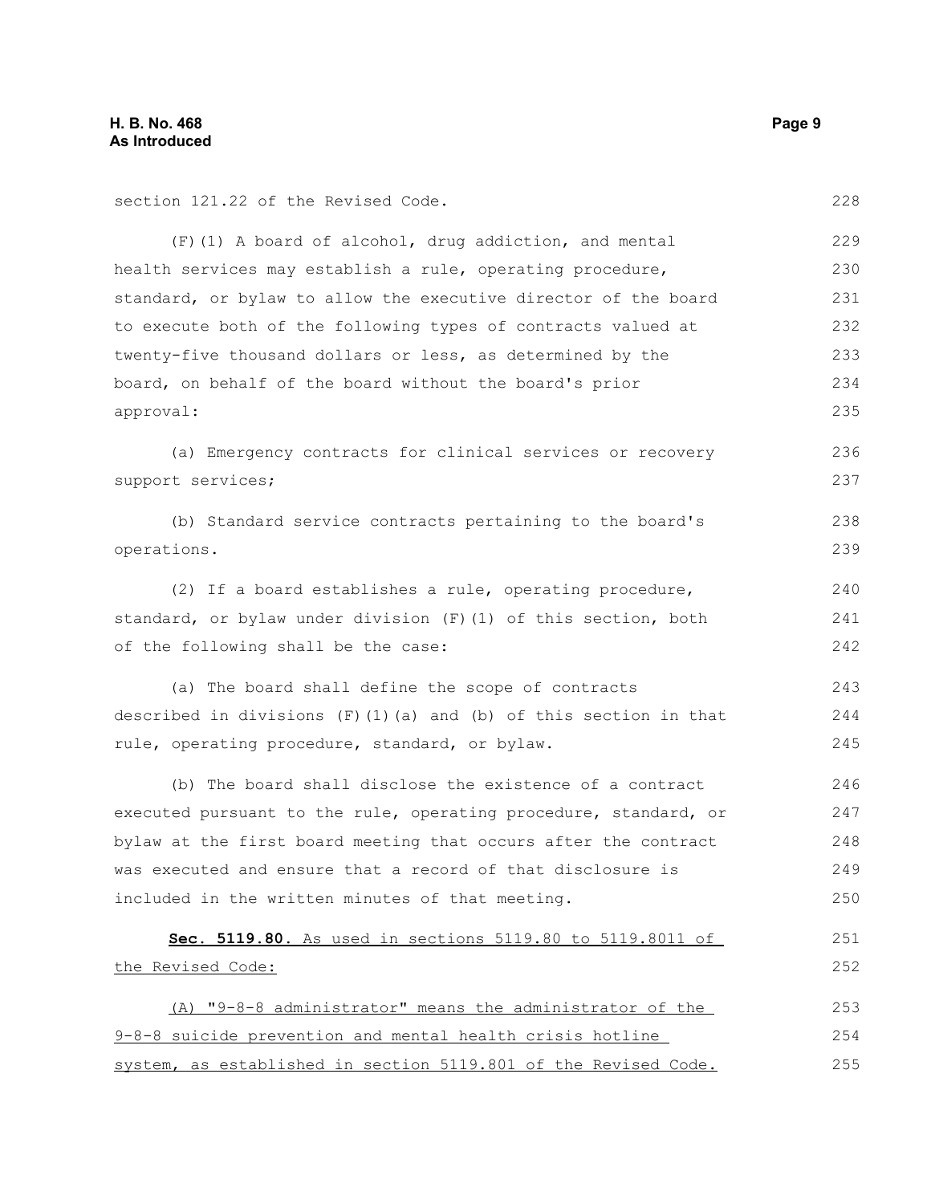section 121.22 of the Revised Code.

(F)(1) A board of alcohol, drug addiction, and mental health services may establish a rule, operating procedure, standard, or bylaw to allow the executive director of the board to execute both of the following types of contracts valued at twenty-five thousand dollars or less, as determined by the board, on behalf of the board without the board's prior approval:

(a) Emergency contracts for clinical services or recovery support services;

(b) Standard service contracts pertaining to the board's operations.

(2) If a board establishes a rule, operating procedure, standard, or bylaw under division (F)(1) of this section, both of the following shall be the case:

(a) The board shall define the scope of contracts described in divisions (F)(1)(a) and (b) of this section in that rule, operating procedure, standard, or bylaw.

(b) The board shall disclose the existence of a contract executed pursuant to the rule, operating procedure, standard, or bylaw at the first board meeting that occurs after the contract was executed and ensure that a record of that disclosure is included in the written minutes of that meeting.

**Sec. 5119.80.** As used in sections 5119.80 to 5119.8011 of the Revised Code:

(A) "9-8-8 administrator" means the administrator of the 9-8-8 suicide prevention and mental health crisis hotline system, as established in section 5119.801 of the Revised Code.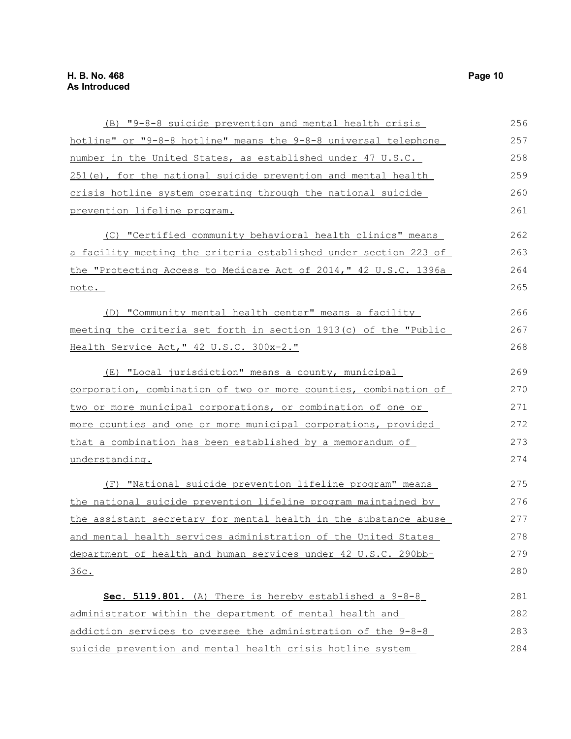(B) "9-8-8 suicide prevention and mental health crisis hotline" or "9-8-8 hotline" means the 9-8-8 universal telephone number in the United States, as established under 47 U.S.C. 251(e), for the national suicide prevention and mental health crisis hotline system operating through the national suicide prevention lifeline program.

(C) "Certified community behavioral health clinics" means a facility meeting the criteria established under section 223 of the "Protecting Access to Medicare Act of 2014," 42 U.S.C. 1396a note.

(D) "Community mental health center" means a facility meeting the criteria set forth in section 1913(c) of the "Public Health Service Act," 42 U.S.C. 300x-2."

(E) "Local jurisdiction" means a county, municipal corporation, combination of two or more counties, combination of two or more municipal corporations, or combination of one or more counties and one or more municipal corporations, provided that a combination has been established by a memorandum of understanding.

(F) "National suicide prevention lifeline program" means the national suicide prevention lifeline program maintained by the assistant secretary for mental health in the substance abuse and mental health services administration of the United States department of health and human services under 42 U.S.C. 290bb-36c.

**Sec. 5119.801.** (A) There is hereby established a 9-8-8 administrator within the department of mental health and addiction services to oversee the administration of the 9-8-8 suicide prevention and mental health crisis hotline system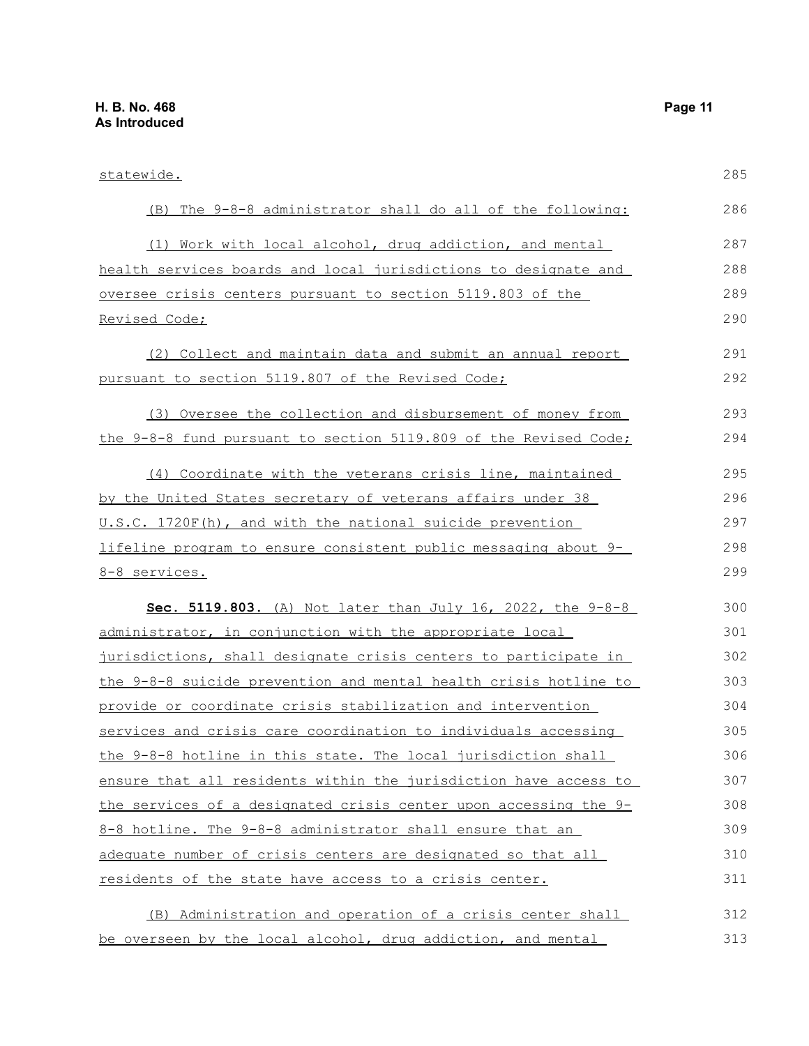statewide.

(B) The 9-8-8 administrator shall do all of the following:

(1) Work with local alcohol, drug addiction, and mental health services boards and local jurisdictions to designate and oversee crisis centers pursuant to section 5119.803 of the Revised Code;

(2) Collect and maintain data and submit an annual report pursuant to section 5119.807 of the Revised Code;

(3) Oversee the collection and disbursement of money from the 9-8-8 fund pursuant to section 5119.809 of the Revised Code;

(4) Coordinate with the veterans crisis line, maintained by the United States secretary of veterans affairs under 38 U.S.C. 1720F(h), and with the national suicide prevention lifeline program to ensure consistent public messaging about 9-8-8 services.

**Sec. 5119.803.** (A) Not later than July 16, 2022, the 9-8-8 administrator, in conjunction with the appropriate local jurisdictions, shall designate crisis centers to participate in the 9-8-8 suicide prevention and mental health crisis hotline to provide or coordinate crisis stabilization and intervention services and crisis care coordination to individuals accessing the 9-8-8 hotline in this state. The local jurisdiction shall ensure that all residents within the jurisdiction have access to the services of a designated crisis center upon accessing the 9-8-8 hotline. The 9-8-8 administrator shall ensure that an adequate number of crisis centers are designated so that all residents of the state have access to a crisis center.

(B) Administration and operation of a crisis center shall be overseen by the local alcohol, drug addiction, and mental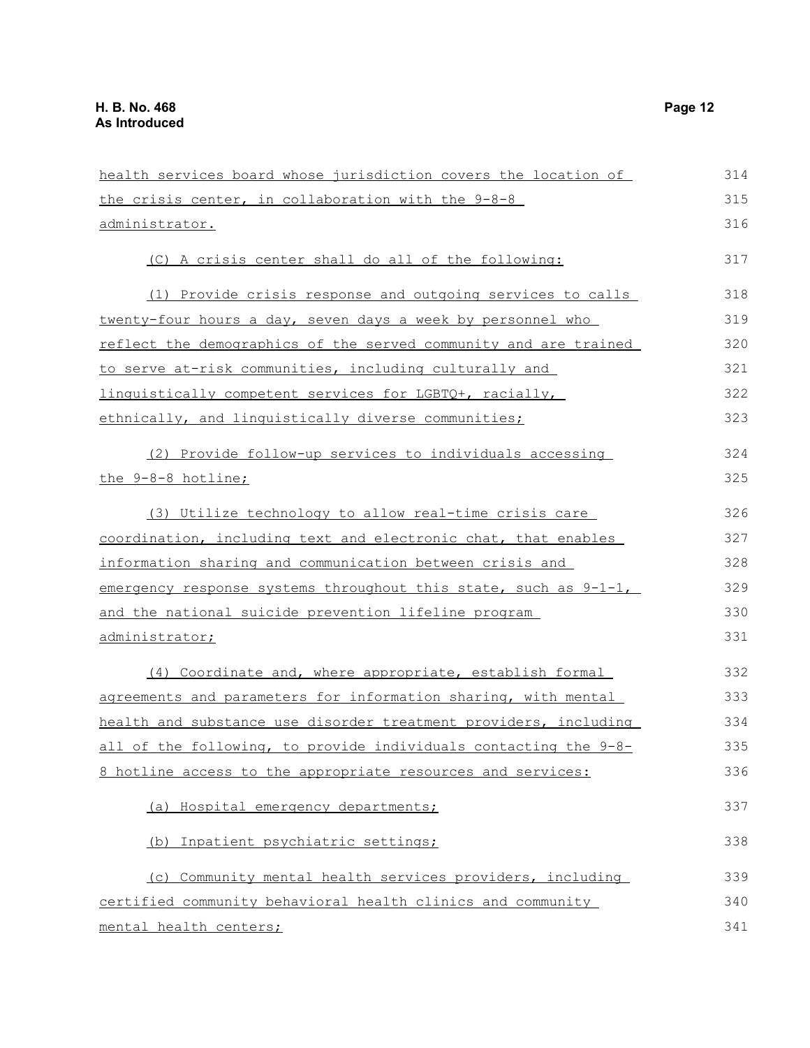health services board whose jurisdiction covers the location of the crisis center, in collaboration with the 9-8-8 administrator.

(C) A crisis center shall do all of the following:

(1) Provide crisis response and outgoing services to calls twenty-four hours a day, seven days a week by personnel who reflect the demographics of the served community and are trained to serve at-risk communities, including culturally and linguistically competent services for LGBTQ+, racially, ethnically, and linguistically diverse communities;

(2) Provide follow-up services to individuals accessing the 9-8-8 hotline;

(3) Utilize technology to allow real-time crisis care coordination, including text and electronic chat, that enables information sharing and communication between crisis and emergency response systems throughout this state, such as 9-1-1, and the national suicide prevention lifeline program administrator;

(4) Coordinate and, where appropriate, establish formal agreements and parameters for information sharing, with mental health and substance use disorder treatment providers, including all of the following, to provide individuals contacting the 9-8-8 hotline access to the appropriate resources and services:

(a) Hospital emergency departments;

(b) Inpatient psychiatric settings;

(c) Community mental health services providers, including certified community behavioral health clinics and community mental health centers;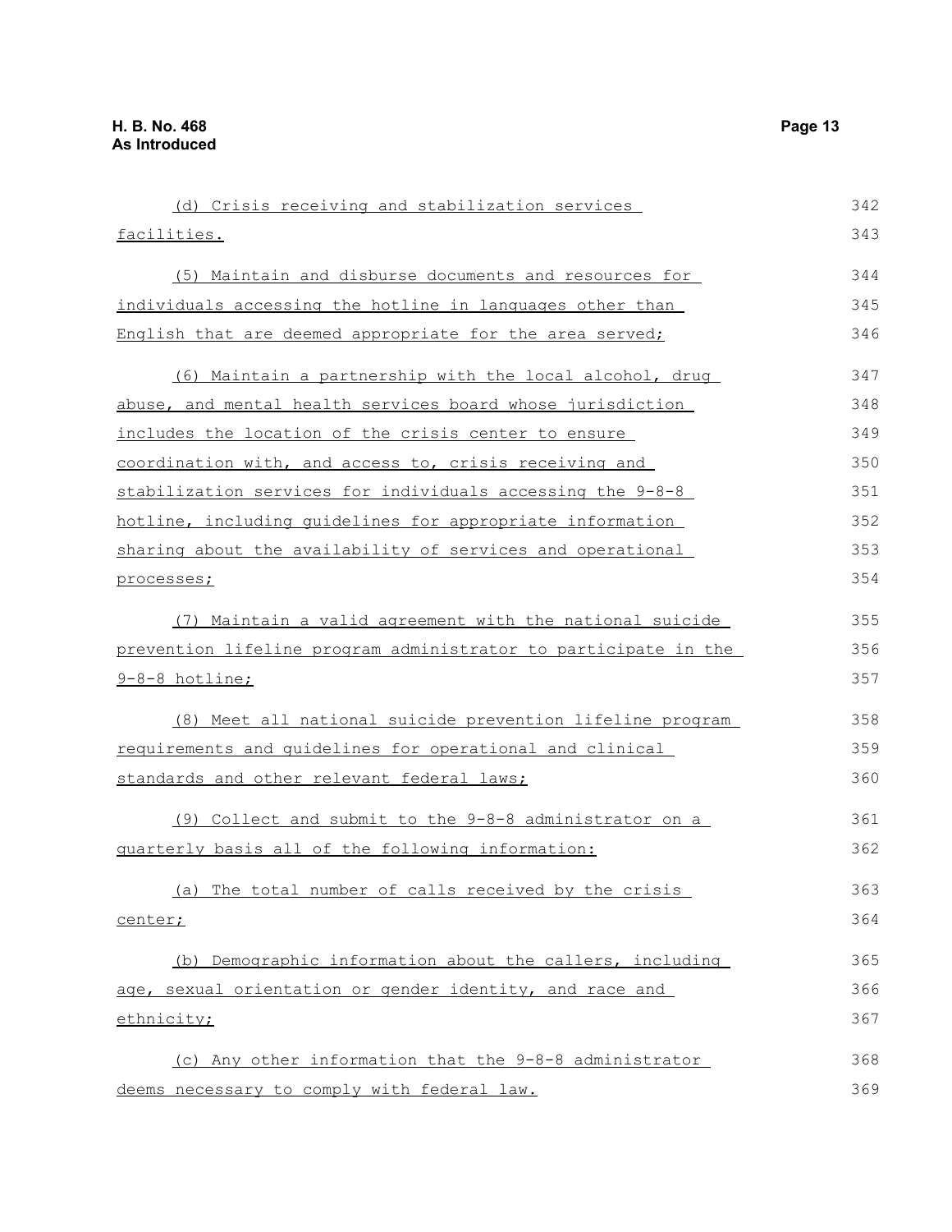(d) Crisis receiving and stabilization services facilities.

(5) Maintain and disburse documents and resources for individuals accessing the hotline in languages other than English that are deemed appropriate for the area served;

(6) Maintain a partnership with the local alcohol, drug abuse, and mental health services board whose jurisdiction includes the location of the crisis center to ensure coordination with, and access to, crisis receiving and stabilization services for individuals accessing the 9-8-8 hotline, including guidelines for appropriate information sharing about the availability of services and operational processes;

(7) Maintain a valid agreement with the national suicide prevention lifeline program administrator to participate in the 9-8-8 hotline;

(8) Meet all national suicide prevention lifeline program requirements and guidelines for operational and clinical standards and other relevant federal laws;

(9) Collect and submit to the 9-8-8 administrator on a quarterly basis all of the following information:

(a) The total number of calls received by the crisis center;

(b) Demographic information about the callers, including age, sexual orientation or gender identity, and race and ethnicity;

(c) Any other information that the 9-8-8 administrator deems necessary to comply with federal law.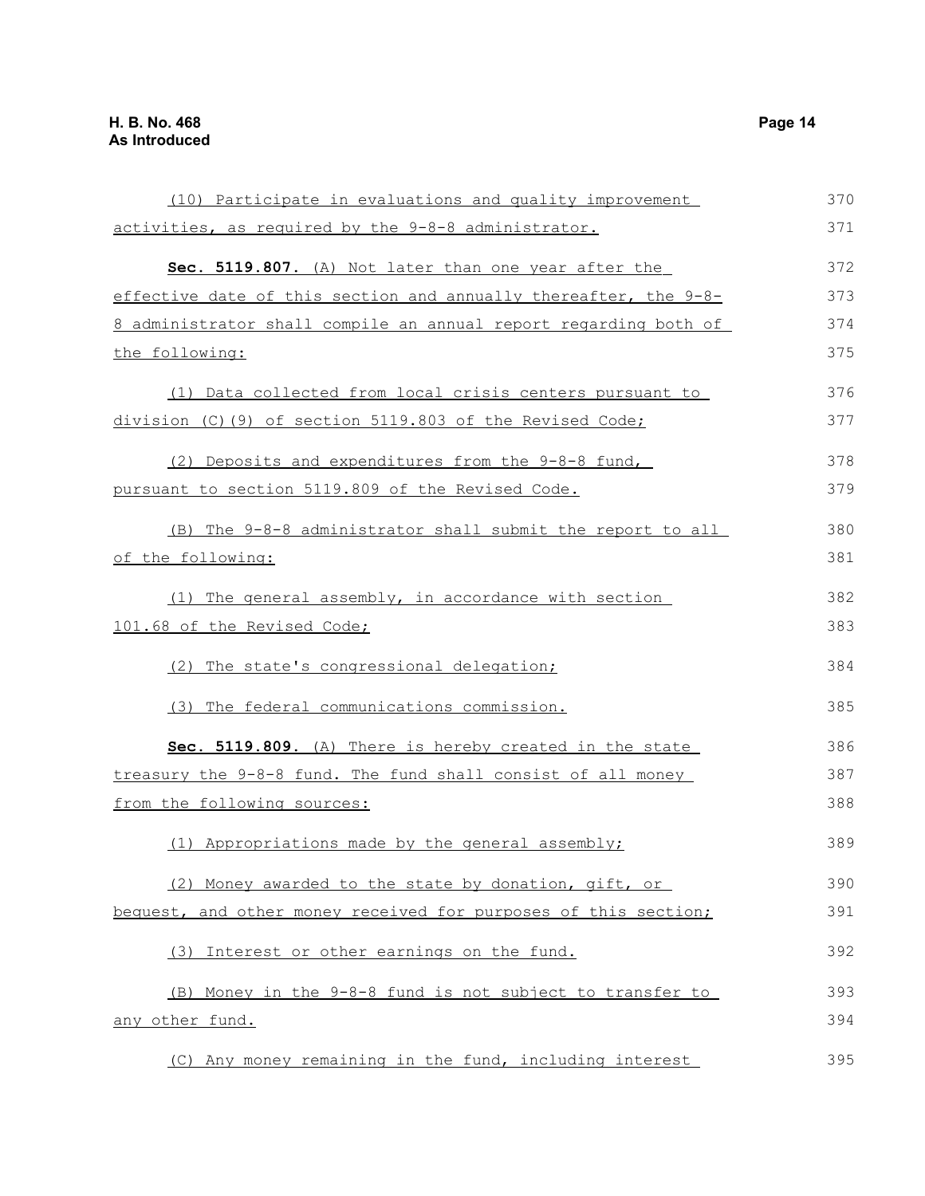(10) Participate in evaluations and quality improvement activities, as required by the 9-8-8 administrator.

**Sec. 5119.807.** (A) Not later than one year after the effective date of this section and annually thereafter, the 9-8-8 administrator shall compile an annual report regarding both of the following:

(1) Data collected from local crisis centers pursuant to division (C)(9) of section 5119.803 of the Revised Code;

(2) Deposits and expenditures from the 9-8-8 fund, pursuant to section 5119.809 of the Revised Code.

(B) The 9-8-8 administrator shall submit the report to all of the following:

(1) The general assembly, in accordance with section 101.68 of the Revised Code;

(2) The state's congressional delegation;

(3) The federal communications commission.

**Sec. 5119.809.** (A) There is hereby created in the state treasury the 9-8-8 fund. The fund shall consist of all money from the following sources:

(1) Appropriations made by the general assembly;

(2) Money awarded to the state by donation, gift, or bequest, and other money received for purposes of this section;

(3) Interest or other earnings on the fund.

(B) Money in the 9-8-8 fund is not subject to transfer to any other fund.

(C) Any money remaining in the fund, including interest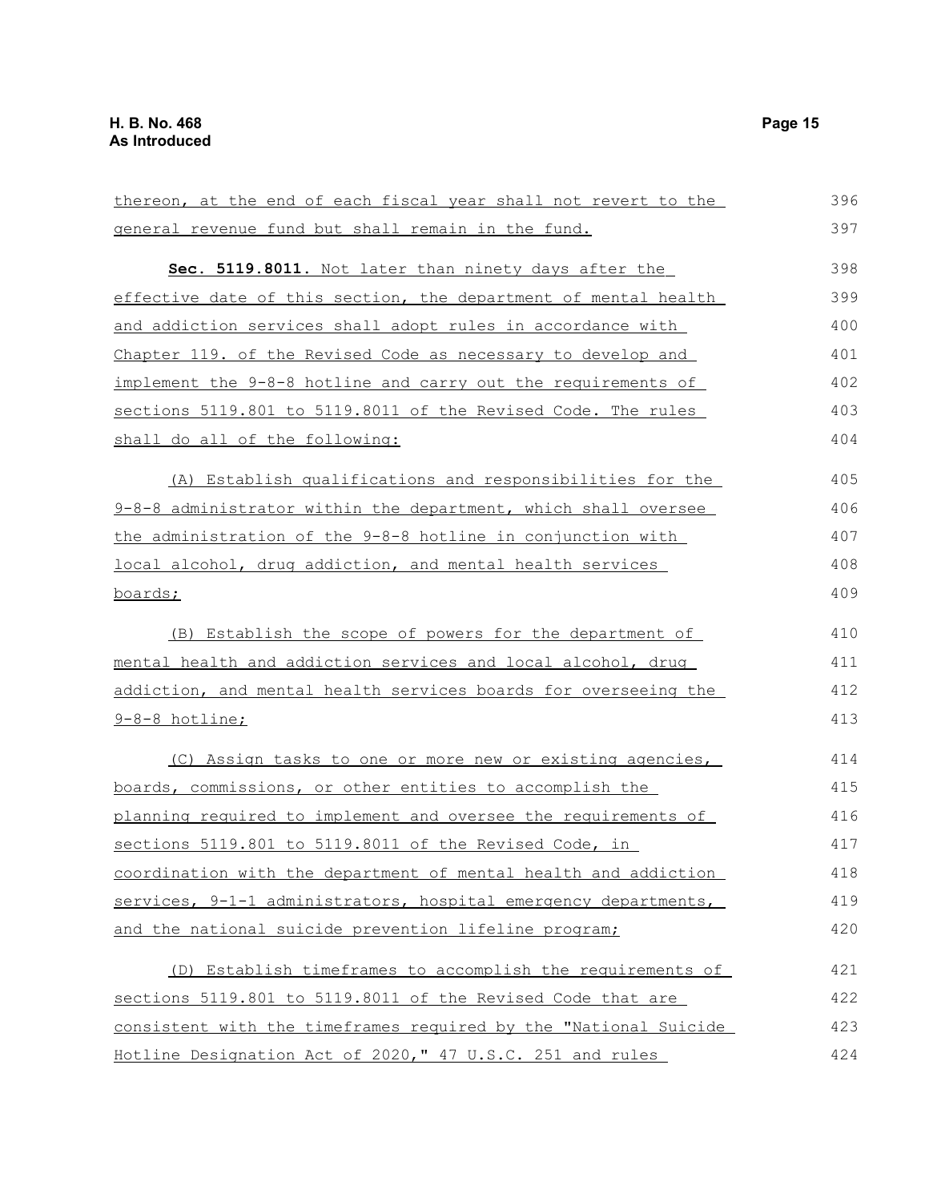thereon, at the end of each fiscal year shall not revert to the general revenue fund but shall remain in the fund.

**Sec. 5119.8011.** Not later than ninety days after the effective date of this section, the department of mental health and addiction services shall adopt rules in accordance with Chapter 119. of the Revised Code as necessary to develop and implement the 9-8-8 hotline and carry out the requirements of sections 5119.801 to 5119.8011 of the Revised Code. The rules shall do all of the following:

(A) Establish qualifications and responsibilities for the 9-8-8 administrator within the department, which shall oversee the administration of the 9-8-8 hotline in conjunction with local alcohol, drug addiction, and mental health services boards;

(B) Establish the scope of powers for the department of mental health and addiction services and local alcohol, drug addiction, and mental health services boards for overseeing the 9-8-8 hotline;

(C) Assign tasks to one or more new or existing agencies, boards, commissions, or other entities to accomplish the planning required to implement and oversee the requirements of sections 5119.801 to 5119.8011 of the Revised Code, in coordination with the department of mental health and addiction services, 9-1-1 administrators, hospital emergency departments, and the national suicide prevention lifeline program;

(D) Establish timeframes to accomplish the requirements of sections 5119.801 to 5119.8011 of the Revised Code that are consistent with the timeframes required by the "National Suicide Hotline Designation Act of 2020," 47 U.S.C. 251 and rules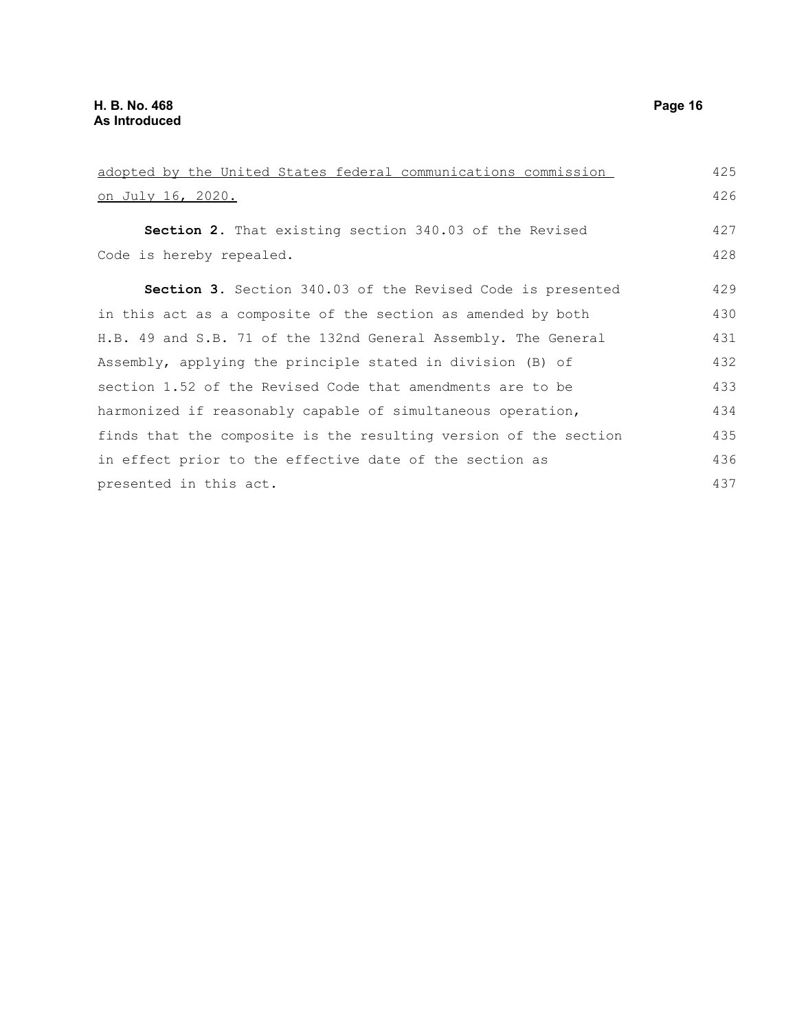adopted by the United States federal communications commission on July 16, 2020.

**Section 2.** That existing section 340.03 of the Revised Code is hereby repealed.

**Section 3.** Section 340.03 of the Revised Code is presented in this act as a composite of the section as amended by both H.B. 49 and S.B. 71 of the 132nd General Assembly. The General Assembly, applying the principle stated in division (B) of section 1.52 of the Revised Code that amendments are to be harmonized if reasonably capable of simultaneous operation, finds that the composite is the resulting version of the section in effect prior to the effective date of the section as presented in this act.